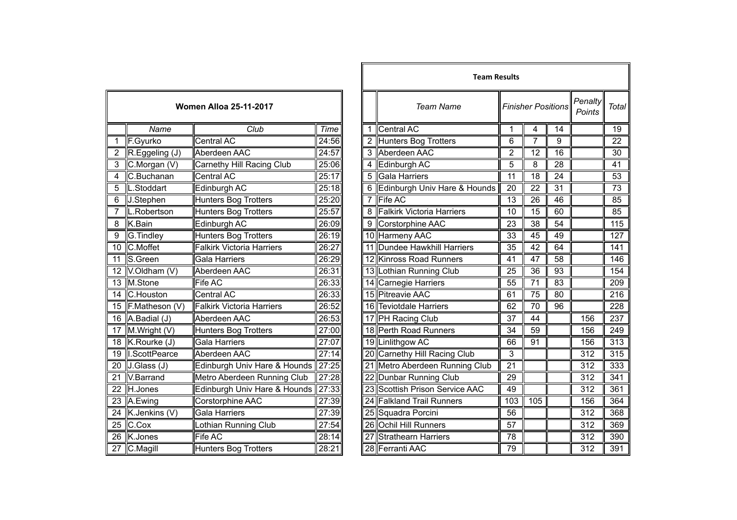## Women Alloa 25-11-2017

| | Name | Club | Time |
|---|---|---|---|
| 1 | F.Gyurko | Central AC | 24:56 |
| 2 | R.Eggeling (J) | Aberdeen AAC | 24:57 |
| 3 | C.Morgan (V) | Carnethy Hill Racing Club | 25:06 |
| 4 | C.Buchanan | Central AC | 25:17 |
| 5 | L.Stoddart | Edinburgh AC | 25:18 |
| 6 | J.Stephen | Hunters Bog Trotters | 25:20 |
| 7 | L.Robertson | Hunters Bog Trotters | 25:57 |
| 8 | K.Bain | Edinburgh AC | 26:09 |
| 9 | G.Tindley | Hunters Bog Trotters | 26:19 |
| 10 | C.Moffet | Falkirk Victoria Harriers | 26:27 |
| 11 | S.Green | Gala Harriers | 26:29 |
| 12 | V.Oldham (V) | Aberdeen AAC | 26:31 |
| 13 | M.Stone | Fife AC | 26:33 |
| 14 | C.Houston | Central AC | 26:33 |
| 15 | F.Matheson (V) | Falkirk Victoria Harriers | 26:52 |
| 16 | A.Badial (J) | Aberdeen AAC | 26:53 |
| 17 | M.Wright (V) | Hunters Bog Trotters | 27:00 |
| 18 | K.Rourke (J) | Gala Harriers | 27:07 |
| 19 | I.ScottPearce | Aberdeen AAC | 27:14 |
| 20 | J.Glass (J) | Edinburgh Univ Hare & Hounds | 27:25 |
| 21 | V.Barrand | Metro Aberdeen Running Club | 27:28 |
| 22 | H.Jones | Edinburgh Univ Hare & Hounds | 27:33 |
| 23 | A.Ewing | Corstorphine AAC | 27:39 |
| 24 | K.Jenkins (V) | Gala Harriers | 27:39 |
| 25 | C.Cox | Lothian Running Club | 27:54 |
| 26 | K.Jones | Fife AC | 28:14 |
| 27 | C.Magill | Hunters Bog Trotters | 28:21 |

## Team Results

| | Team Name | Finisher Positions | | | Penalty Points | Total |
|---|---|---|---|---|---|---|
| 1 | Central AC | 1 | 4 | 14 | | 19 |
| 2 | Hunters Bog Trotters | 6 | 7 | 9 | | 22 |
| 3 | Aberdeen AAC | 2 | 12 | 16 | | 30 |
| 4 | Edinburgh AC | 5 | 8 | 28 | | 41 |
| 5 | Gala Harriers | 11 | 18 | 24 | | 53 |
| 6 | Edinburgh Univ Hare & Hounds | 20 | 22 | 31 | | 73 |
| 7 | Fife AC | 13 | 26 | 46 | | 85 |
| 8 | Falkirk Victoria Harriers | 10 | 15 | 60 | | 85 |
| 9 | Corstorphine AAC | 23 | 38 | 54 | | 115 |
| 10 | Harmeny AAC | 33 | 45 | 49 | | 127 |
| 11 | Dundee Hawkhill Harriers | 35 | 42 | 64 | | 141 |
| 12 | Kinross Road Runners | 41 | 47 | 58 | | 146 |
| 13 | Lothian Running Club | 25 | 36 | 93 | | 154 |
| 14 | Carnegie Harriers | 55 | 71 | 83 | | 209 |
| 15 | Pitreavie AAC | 61 | 75 | 80 | | 216 |
| 16 | Teviotdale Harriers | 62 | 70 | 96 | | 228 |
| 17 | PH Racing Club | 37 | 44 | | 156 | 237 |
| 18 | Perth Road Runners | 34 | 59 | | 156 | 249 |
| 19 | Linlithgow AC | 66 | 91 | | 156 | 313 |
| 20 | Carnethy Hill Racing Club | 3 | | | 312 | 315 |
| 21 | Metro Aberdeen Running Club | 21 | | | 312 | 333 |
| 22 | Dunbar Running Club | 29 | | | 312 | 341 |
| 23 | Scottish Prison Service AAC | 49 | | | 312 | 361 |
| 24 | Falkland Trail Runners | 103 | 105 | | 156 | 364 |
| 25 | Squadra Porcini | 56 | | | 312 | 368 |
| 26 | Ochil Hill Runners | 57 | | | 312 | 369 |
| 27 | Strathearn Harriers | 78 | | | 312 | 390 |
| 28 | Ferranti AAC | 79 | | | 312 | 391 |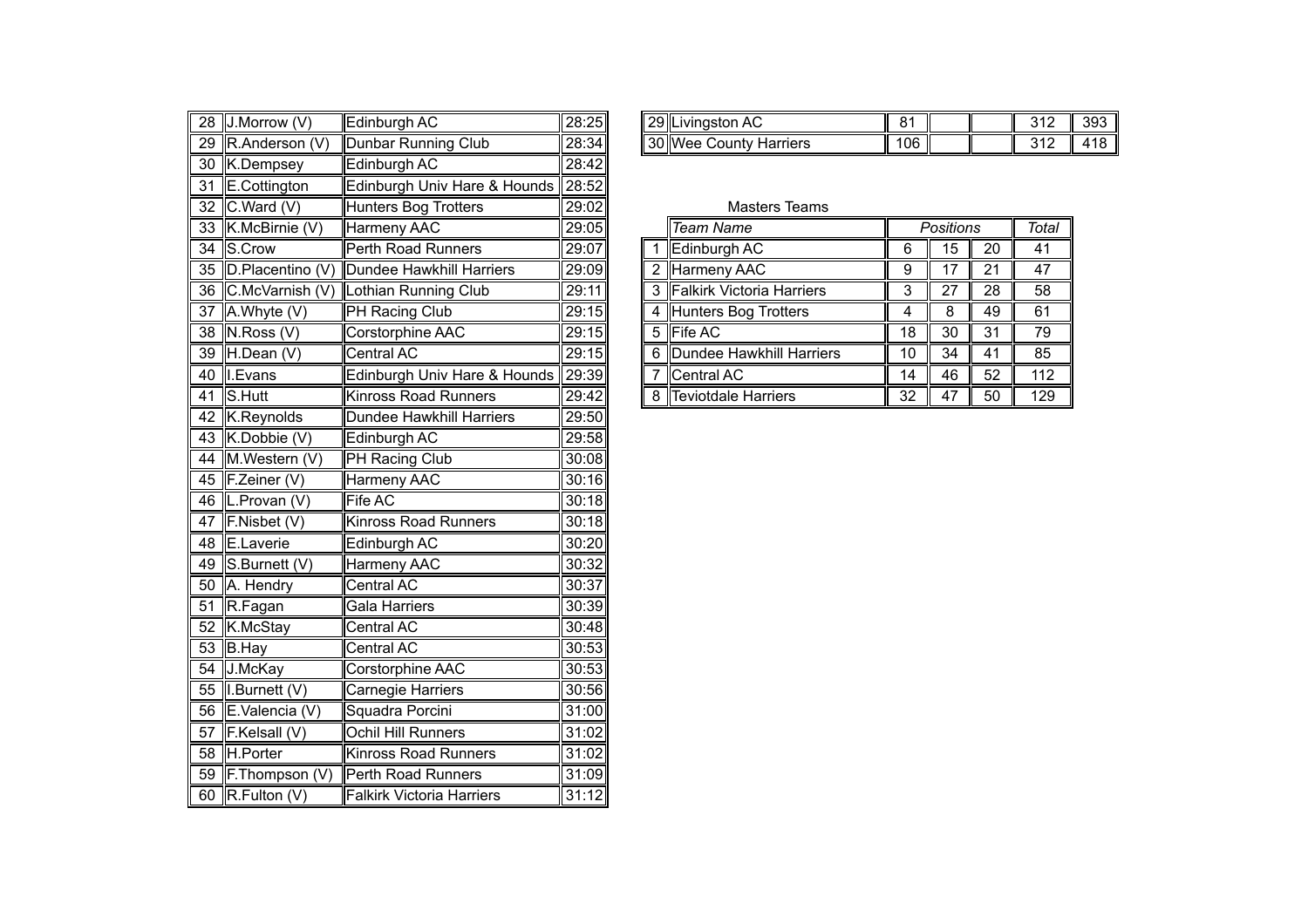| | | | |
|---|---|---|---|
| 28 | J.Morrow (V) | Edinburgh AC | 28:25 |
| 29 | R.Anderson (V) | Dunbar Running Club | 28:34 |
| 30 | K.Dempsey | Edinburgh AC | 28:42 |
| 31 | E.Cottington | Edinburgh Univ Hare & Hounds | 28:52 |
| 32 | C.Ward (V) | Hunters Bog Trotters | 29:02 |
| 33 | K.McBirnie (V) | Harmeny AAC | 29:05 |
| 34 | S.Crow | Perth Road Runners | 29:07 |
| 35 | D.Placentino (V) | Dundee Hawkhill Harriers | 29:09 |
| 36 | C.McVarnish (V) | Lothian Running Club | 29:11 |
| 37 | A.Whyte (V) | PH Racing Club | 29:15 |
| 38 | N.Ross (V) | Corstorphine AAC | 29:15 |
| 39 | H.Dean (V) | Central AC | 29:15 |
| 40 | I.Evans | Edinburgh Univ Hare & Hounds | 29:39 |
| 41 | S.Hutt | Kinross Road Runners | 29:42 |
| 42 | K.Reynolds | Dundee Hawkhill Harriers | 29:50 |
| 43 | K.Dobbie (V) | Edinburgh AC | 29:58 |
| 44 | M.Western (V) | PH Racing Club | 30:08 |
| 45 | F.Zeiner (V) | Harmeny AAC | 30:16 |
| 46 | L.Provan (V) | Fife AC | 30:18 |
| 47 | F.Nisbet (V) | Kinross Road Runners | 30:18 |
| 48 | E.Laverie | Edinburgh AC | 30:20 |
| 49 | S.Burnett (V) | Harmeny AAC | 30:32 |
| 50 | A. Hendry | Central AC | 30:37 |
| 51 | R.Fagan | Gala Harriers | 30:39 |
| 52 | K.McStay | Central AC | 30:48 |
| 53 | B.Hay | Central AC | 30:53 |
| 54 | J.McKay | Corstorphine AAC | 30:53 |
| 55 | I.Burnett (V) | Carnegie Harriers | 30:56 |
| 56 | E.Valencia (V) | Squadra Porcini | 31:00 |
| 57 | F.Kelsall (V) | Ochil Hill Runners | 31:02 |
| 58 | H.Porter | Kinross Road Runners | 31:02 |
| 59 | F.Thompson (V) | Perth Road Runners | 31:09 |
| 60 | R.Fulton (V) | Falkirk Victoria Harriers | 31:12 |

| | | | | | | |
|---|---|---|---|---|---|---|
| 29 | Livingston AC | 81 | | | 312 | 393 |
| 30 | Wee County Harriers | 106 | | | 312 | 418 |

Masters Teams

| | *Team Name* | *Positions* | | | *Total* |
|---|---|---|---|---|---|
| 1 | Edinburgh AC | 6 | 15 | 20 | 41 |
| 2 | Harmeny AAC | 9 | 17 | 21 | 47 |
| 3 | Falkirk Victoria Harriers | 3 | 27 | 28 | 58 |
| 4 | Hunters Bog Trotters | 4 | 8 | 49 | 61 |
| 5 | Fife AC | 18 | 30 | 31 | 79 |
| 6 | Dundee Hawkhill Harriers | 10 | 34 | 41 | 85 |
| 7 | Central AC | 14 | 46 | 52 | 112 |
| 8 | Teviotdale Harriers | 32 | 47 | 50 | 129 |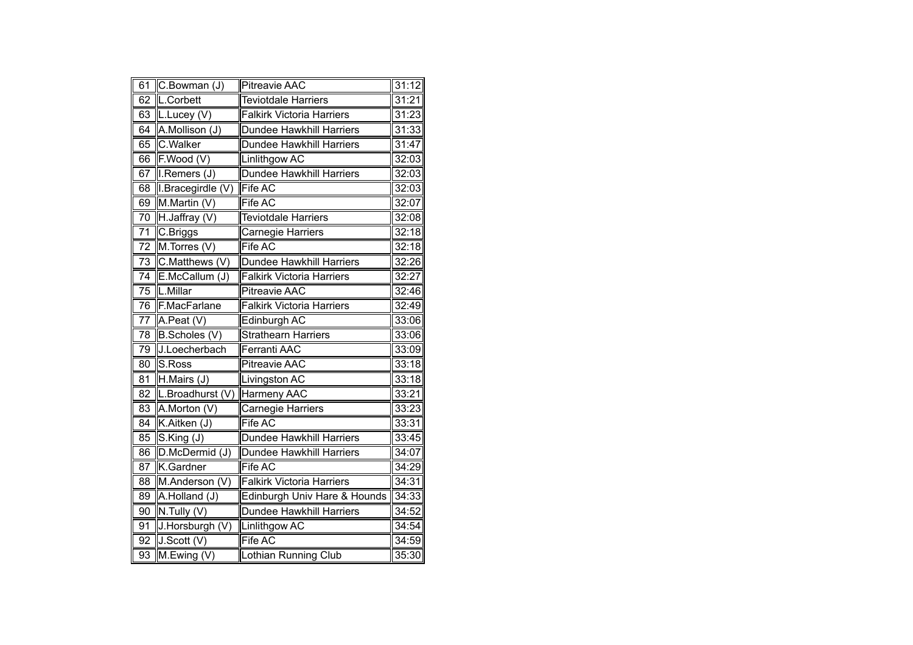| 61 | C.Bowman (J) | Pitreavie AAC | 31:12 |
|---|---|---|---|
| 62 | L.Corbett | Teviotdale Harriers | 31:21 |
| 63 | L.Lucey (V) | Falkirk Victoria Harriers | 31:23 |
| 64 | A.Mollison (J) | Dundee Hawkhill Harriers | 31:33 |
| 65 | C.Walker | Dundee Hawkhill Harriers | 31:47 |
| 66 | F.Wood (V) | Linlithgow AC | 32:03 |
| 67 | I.Remers (J) | Dundee Hawkhill Harriers | 32:03 |
| 68 | I.Bracegirdle (V) | Fife AC | 32:03 |
| 69 | M.Martin (V) | Fife AC | 32:07 |
| 70 | H.Jaffray (V) | Teviotdale Harriers | 32:08 |
| 71 | C.Briggs | Carnegie Harriers | 32:18 |
| 72 | M.Torres (V) | Fife AC | 32:18 |
| 73 | C.Matthews (V) | Dundee Hawkhill Harriers | 32:26 |
| 74 | E.McCallum (J) | Falkirk Victoria Harriers | 32:27 |
| 75 | L.Millar | Pitreavie AAC | 32:46 |
| 76 | F.MacFarlane | Falkirk Victoria Harriers | 32:49 |
| 77 | A.Peat (V) | Edinburgh AC | 33:06 |
| 78 | B.Scholes (V) | Strathearn Harriers | 33:06 |
| 79 | J.Loecherbach | Ferranti AAC | 33:09 |
| 80 | S.Ross | Pitreavie AAC | 33:18 |
| 81 | H.Mairs (J) | Livingston AC | 33:18 |
| 82 | L.Broadhurst (V) | Harmeny AAC | 33:21 |
| 83 | A.Morton (V) | Carnegie Harriers | 33:23 |
| 84 | K.Aitken (J) | Fife AC | 33:31 |
| 85 | S.King (J) | Dundee Hawkhill Harriers | 33:45 |
| 86 | D.McDermid (J) | Dundee Hawkhill Harriers | 34:07 |
| 87 | K.Gardner | Fife AC | 34:29 |
| 88 | M.Anderson (V) | Falkirk Victoria Harriers | 34:31 |
| 89 | A.Holland (J) | Edinburgh Univ Hare & Hounds | 34:33 |
| 90 | N.Tully (V) | Dundee Hawkhill Harriers | 34:52 |
| 91 | J.Horsburgh (V) | Linlithgow AC | 34:54 |
| 92 | J.Scott (V) | Fife AC | 34:59 |
| 93 | M.Ewing (V) | Lothian Running Club | 35:30 |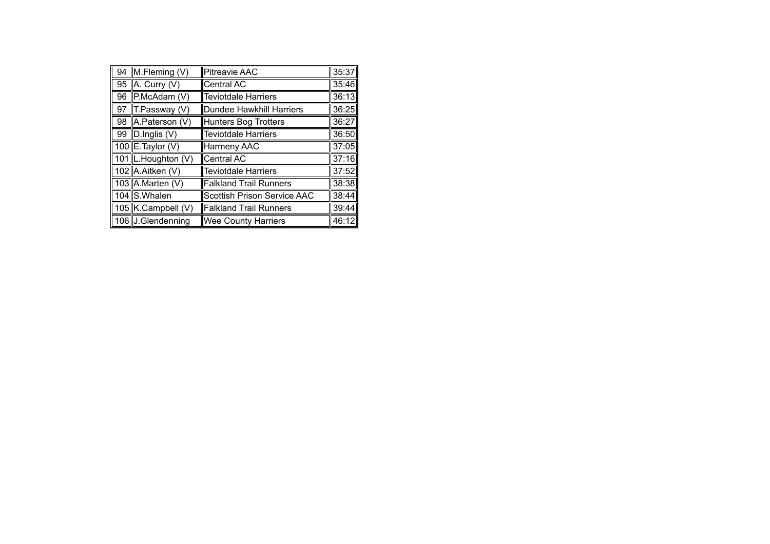| | | | |
|---|---|---|---|
| 94 | M.Fleming (V) | Pitreavie AAC | 35:37 |
| 95 | A. Curry (V) | Central AC | 35:46 |
| 96 | P.McAdam (V) | Teviotdale Harriers | 36:13 |
| 97 | T.Passway (V) | Dundee Hawkhill Harriers | 36:25 |
| 98 | A.Paterson (V) | Hunters Bog Trotters | 36:27 |
| 99 | D.Inglis (V) | Teviotdale Harriers | 36:50 |
| 100 | E.Taylor (V) | Harmeny AAC | 37:05 |
| 101 | L.Houghton (V) | Central AC | 37:16 |
| 102 | A.Aitken (V) | Teviotdale Harriers | 37:52 |
| 103 | A.Marten (V) | Falkland Trail Runners | 38:38 |
| 104 | S.Whalen | Scottish Prison Service AAC | 38:44 |
| 105 | K.Campbell (V) | Falkland Trail Runners | 39:44 |
| 106 | J.Glendenning | Wee County Harriers | 46:12 |